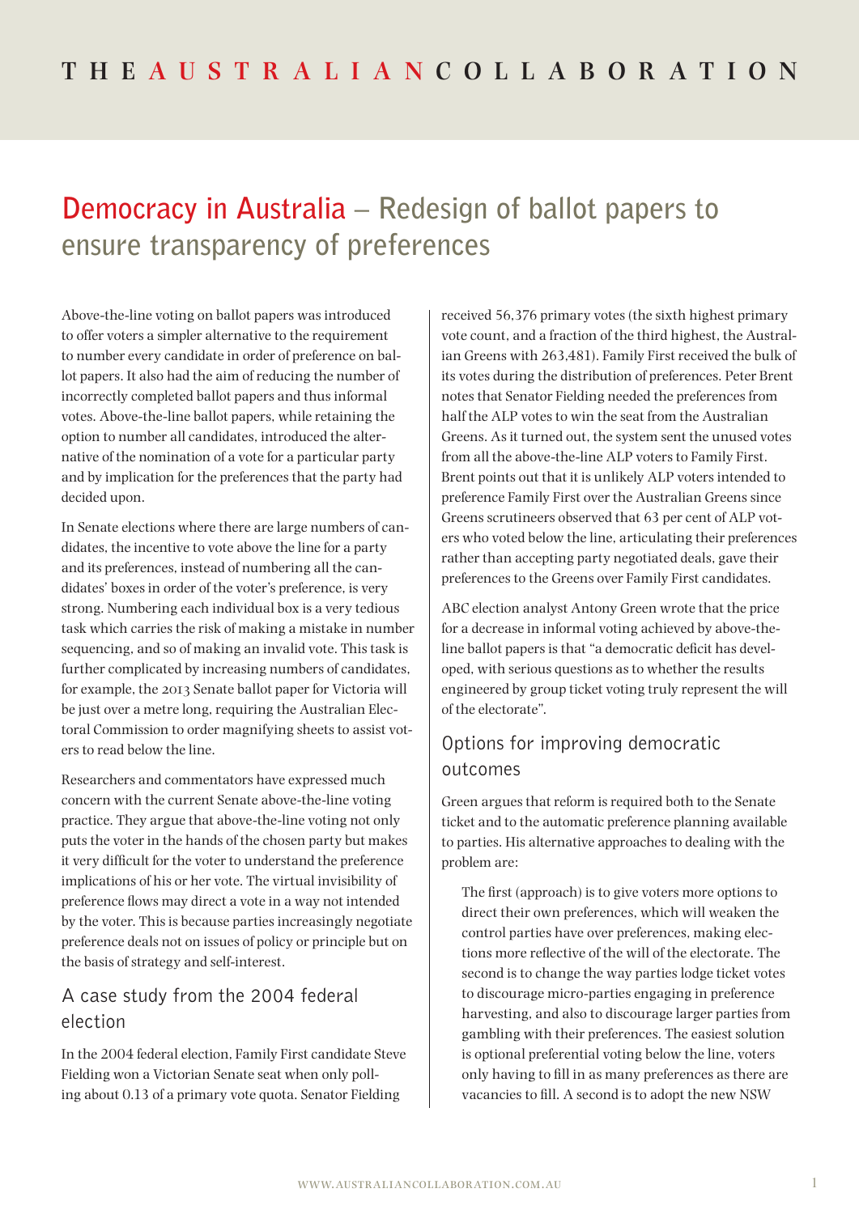# THE AUSTRALIAN COLLABORATION

# Democracy in Australia – Redesign of ballot papers to ensure transparency of preferences

Above-the-line voting on ballot papers was introduced to offer voters a simpler alternative to the requirement to number every candidate in order of preference on ballot papers. It also had the aim of reducing the number of incorrectly completed ballot papers and thus informal votes. Above-the-line ballot papers, while retaining the option to number all candidates, introduced the alternative of the nomination of a vote for a particular party and by implication for the preferences that the party had decided upon.

In Senate elections where there are large numbers of candidates, the incentive to vote above the line for a party and its preferences, instead of numbering all the candidates' boxes in order of the voter's preference, is very strong. Numbering each individual box is a very tedious task which carries the risk of making a mistake in number sequencing, and so of making an invalid vote. This task is further complicated by increasing numbers of candidates, for example, the 2013 Senate ballot paper for Victoria will be just over a metre long, requiring the Australian Electoral Commission to order magnifying sheets to assist voters to read below the line.

Researchers and commentators have expressed much concern with the current Senate above-the-line voting practice. They argue that above-the-line voting not only puts the voter in the hands of the chosen party but makes it very difficult for the voter to understand the preference implications of his or her vote. The virtual invisibility of preference flows may direct a vote in a way not intended by the voter. This is because parties increasingly negotiate preference deals not on issues of policy or principle but on the basis of strategy and self-interest.

## A case study from the 2004 federal election

In the 2004 federal election, Family First candidate Steve Fielding won a Victorian Senate seat when only polling about 0.13 of a primary vote quota. Senator Fielding received 56,376 primary votes (the sixth highest primary vote count, and a fraction of the third highest, the Australian Greens with 263,481). Family First received the bulk of its votes during the distribution of preferences. Peter Brent notes that Senator Fielding needed the preferences from half the ALP votes to win the seat from the Australian Greens. As it turned out, the system sent the unused votes from all the above-the-line ALP voters to Family First. Brent points out that it is unlikely ALP voters intended to preference Family First over the Australian Greens since Greens scrutineers observed that 63 per cent of ALP voters who voted below the line, articulating their preferences rather than accepting party negotiated deals, gave their preferences to the Greens over Family First candidates.

ABC election analyst Antony Green wrote that the price for a decrease in informal voting achieved by above-the-line ballot papers is that "a democratic deficit has developed, with serious questions as to whether the results engineered by group ticket voting truly represent the will of the electorate".

## Options for improving democratic outcomes

Green argues that reform is required both to the Senate ticket and to the automatic preference planning available to parties. His alternative approaches to dealing with the problem are:

> The first (approach) is to give voters more options to direct their own preferences, which will weaken the control parties have over preferences, making elections more reflective of the will of the electorate. The second is to change the way parties lodge ticket votes to discourage micro-parties engaging in preference harvesting, and also to discourage larger parties from gambling with their preferences. The easiest solution is optional preferential voting below the line, voters only having to fill in as many preferences as there are vacancies to fill. A second is to adopt the new NSW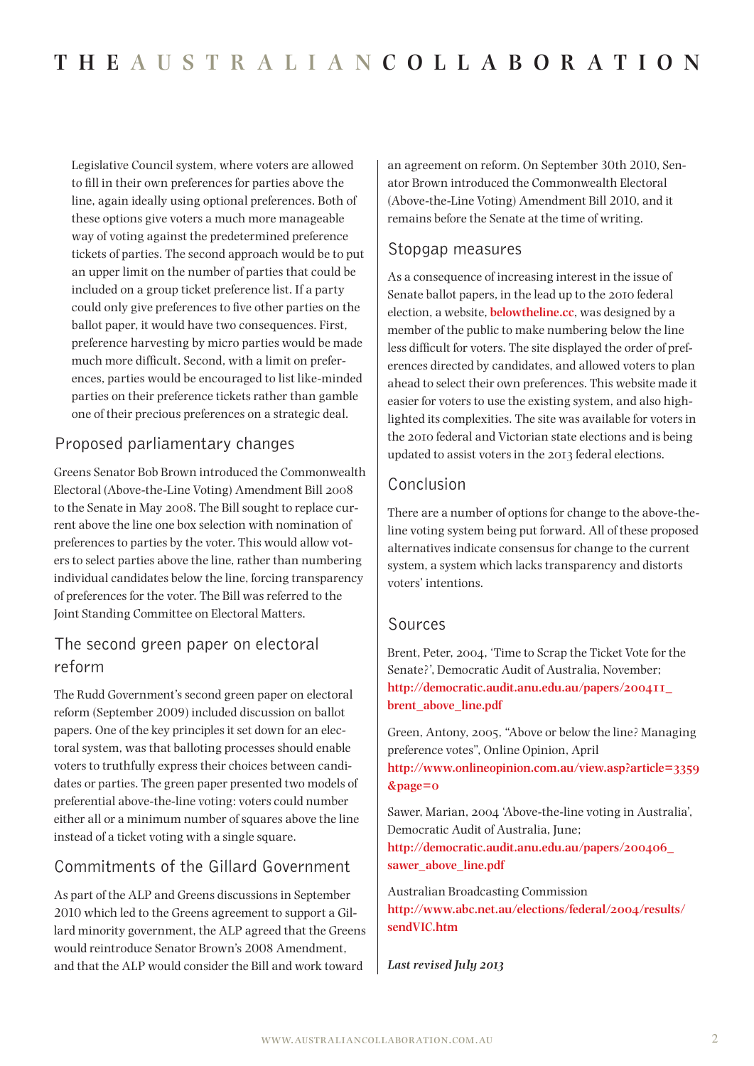Legislative Council system, where voters are allowed to fill in their own preferences for parties above the line, again ideally using optional preferences. Both of these options give voters a much more manageable way of voting against the predetermined preference tickets of parties. The second approach would be to put an upper limit on the number of parties that could be included on a group ticket preference list. If a party could only give preferences to five other parties on the ballot paper, it would have two consequences. First, preference harvesting by micro parties would be made much more difficult. Second, with a limit on preferences, parties would be encouraged to list like-minded parties on their preference tickets rather than gamble one of their precious preferences on a strategic deal.

## Proposed parliamentary changes

Greens Senator Bob Brown introduced the Commonwealth Electoral (Above-the-Line Voting) Amendment Bill 2008 to the Senate in May 2008. The Bill sought to replace current above the line one box selection with nomination of preferences to parties by the voter. This would allow voters to select parties above the line, rather than numbering individual candidates below the line, forcing transparency of preferences for the voter. The Bill was referred to the Joint Standing Committee on Electoral Matters.

## The second green paper on electoral reform

The Rudd Government's second green paper on electoral reform (September 2009) included discussion on ballot papers. One of the key principles it set down for an electoral system, was that balloting processes should enable voters to truthfully express their choices between candidates or parties. The green paper presented two models of preferential above-the-line voting: voters could number either all or a minimum number of squares above the line instead of a ticket voting with a single square.

## Commitments of the Gillard Government

As part of the ALP and Greens discussions in September 2010 which led to the Greens agreement to support a Gillard minority government, the ALP agreed that the Greens would reintroduce Senator Brown's 2008 Amendment, and that the ALP would consider the Bill and work toward an agreement on reform. On September 30th 2010, Senator Brown introduced the Commonwealth Electoral (Above-the-Line Voting) Amendment Bill 2010, and it remains before the Senate at the time of writing.

## Stopgap measures

As a consequence of increasing interest in the issue of Senate ballot papers, in the lead up to the 2010 federal election, a website, **belowtheline.cc**, was designed by a member of the public to make numbering below the line less difficult for voters. The site displayed the order of preferences directed by candidates, and allowed voters to plan ahead to select their own preferences. This website made it easier for voters to use the existing system, and also highlighted its complexities. The site was available for voters in the 2010 federal and Victorian state elections and is being updated to assist voters in the 2013 federal elections.

## Conclusion

There are a number of options for change to the above-the-line voting system being put forward. All of these proposed alternatives indicate consensus for change to the current system, a system which lacks transparency and distorts voters' intentions.

## Sources

Brent, Peter, 2004, 'Time to Scrap the Ticket Vote for the Senate?', Democratic Audit of Australia, November; **http://democratic.audit.anu.edu.au/papers/200411_brent_above_line.pdf**

Green, Antony, 2005, "Above or below the line? Managing preference votes", Online Opinion, April **http://www.onlineopinion.com.au/view.asp?article=3359&page=0**

Sawer, Marian, 2004 'Above-the-line voting in Australia', Democratic Audit of Australia, June; **http://democratic.audit.anu.edu.au/papers/200406_sawer_above_line.pdf**

Australian Broadcasting Commission **http://www.abc.net.au/elections/federal/2004/results/sendVIC.htm**

***Last revised July 2013***